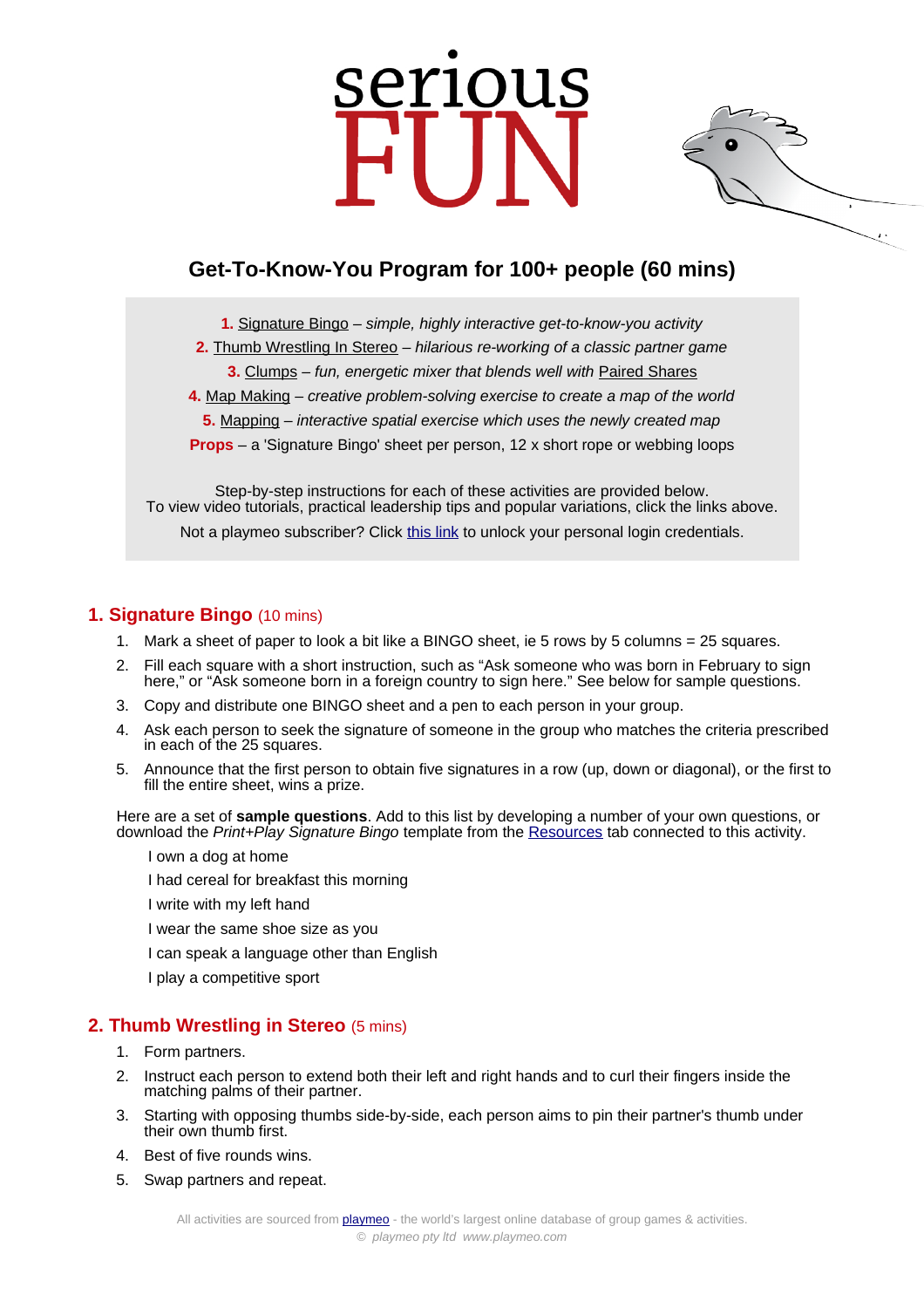# serious FUN

## Get-To-Know-You Program for 100+ people (60 mins)

**1.** Signature Bingo – *simple, highly interactive get-to-know-you activity*
**2.** Thumb Wrestling In Stereo – *hilarious re-working of a classic partner game*
**3.** Clumps – *fun, energetic mixer that blends well with* Paired Shares
**4.** Map Making – *creative problem-solving exercise to create a map of the world*
**5.** Mapping – *interactive spatial exercise which uses the newly created map*
**Props** – a 'Signature Bingo' sheet per person, 12 x short rope or webbing loops

Step-by-step instructions for each of these activities are provided below.
To view video tutorials, practical leadership tips and popular variations, click the links above.
Not a playmeo subscriber? Click this link to unlock your personal login credentials.

## 1. Signature Bingo (10 mins)

1. Mark a sheet of paper to look a bit like a BINGO sheet, ie 5 rows by 5 columns = 25 squares.
2. Fill each square with a short instruction, such as “Ask someone who was born in February to sign here,” or “Ask someone born in a foreign country to sign here.” See below for sample questions.
3. Copy and distribute one BINGO sheet and a pen to each person in your group.
4. Ask each person to seek the signature of someone in the group who matches the criteria prescribed in each of the 25 squares.
5. Announce that the first person to obtain five signatures in a row (up, down or diagonal), or the first to fill the entire sheet, wins a prize.

Here are a set of **sample questions**. Add to this list by developing a number of your own questions, or download the *Print+Play Signature Bingo* template from the Resources tab connected to this activity.

- I own a dog at home
- I had cereal for breakfast this morning
- I write with my left hand
- I wear the same shoe size as you
- I can speak a language other than English
- I play a competitive sport

## 2. Thumb Wrestling in Stereo (5 mins)

1. Form partners.
2. Instruct each person to extend both their left and right hands and to curl their fingers inside the matching palms of their partner.
3. Starting with opposing thumbs side-by-side, each person aims to pin their partner's thumb under their own thumb first.
4. Best of five rounds wins.
5. Swap partners and repeat.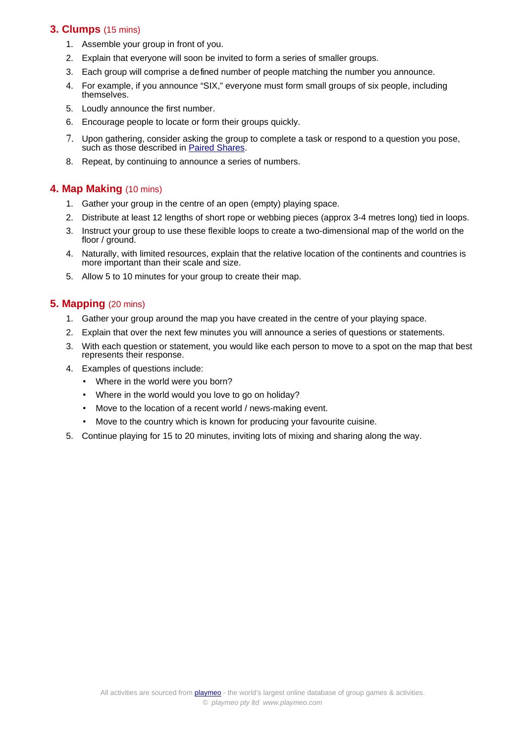## 3. Clumps (15 mins)

1. Assemble your group in front of you.
2. Explain that everyone will soon be invited to form a series of smaller groups.
3. Each group will comprise a defined number of people matching the number you announce.
4. For example, if you announce “SIX,” everyone must form small groups of six people, including themselves.
5. Loudly announce the first number.
6. Encourage people to locate or form their groups quickly.
7. Upon gathering, consider asking the group to complete a task or respond to a question you pose, such as those described in [Paired Shares](#).
8. Repeat, by continuing to announce a series of numbers.

## 4. Map Making (10 mins)

1. Gather your group in the centre of an open (empty) playing space.
2. Distribute at least 12 lengths of short rope or webbing pieces (approx 3-4 metres long) tied in loops.
3. Instruct your group to use these flexible loops to create a two-dimensional map of the world on the floor / ground.
4. Naturally, with limited resources, explain that the relative location of the continents and countries is more important than their scale and size.
5. Allow 5 to 10 minutes for your group to create their map.

## 5. Mapping (20 mins)

1. Gather your group around the map you have created in the centre of your playing space.
2. Explain that over the next few minutes you will announce a series of questions or statements.
3. With each question or statement, you would like each person to move to a spot on the map that best represents their response.
4. Examples of questions include:
   - Where in the world were you born?
   - Where in the world would you love to go on holiday?
   - Move to the location of a recent world / news-making event.
   - Move to the country which is known for producing your favourite cuisine.
5. Continue playing for 15 to 20 minutes, inviting lots of mixing and sharing along the way.

All activities are sourced from [playmeo](#) - the world's largest online database of group games & activities.
*© playmeo pty ltd www.playmeo.com*